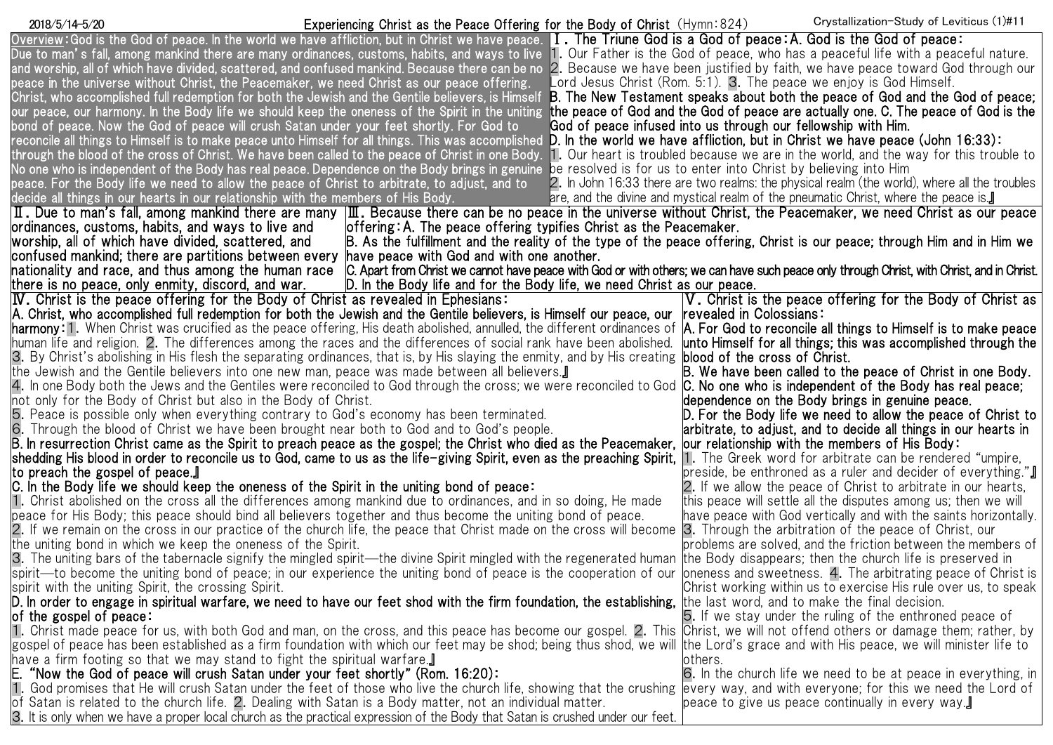# Experiencing Christ as the Peace Offering for the Body of Christ (Hymn: 824)

2018/5/14-5/20 — Crystallization-Study of Leviticus (1)#11

**Overview:** God is the God of peace. In the world we have affliction, but in Christ we have peace. Due to man's fall, among mankind there are many ordinances, customs, habits, and ways to live and worship, all of which have divided, scattered, and confused mankind. Because there can be no peace in the universe without Christ, the Peacemaker, we need Christ as our peace offering. Christ, who accomplished full redemption for both the Jewish and the Gentile believers, is Himself our peace, our harmony. In the Body life we should keep the oneness of the Spirit in the uniting bond of peace. Now the God of peace will crush Satan under your feet shortly. For God to reconcile all things to Himself is to make peace unto Himself for all things. This was accomplished through the blood of the cross of Christ. We have been called to the peace of Christ in one Body. No one who is independent of the Body has real peace. Dependence on the Body brings in genuine peace. For the Body life we need to allow the peace of Christ to arbitrate, to adjust, and to decide all things in our hearts in our relationship with the members of His Body.

## Ⅰ. The Triune God is a God of peace:

**A. God is the God of peace:**

1. Our Father is the God of peace, who has a peaceful life with a peaceful nature.
2. Because we have been justified by faith, we have peace toward God through our Lord Jesus Christ (Rom. 5:1).
3. The peace we enjoy is God Himself.

**B. The New Testament speaks about both the peace of God and the God of peace; the peace of God and the God of peace are actually one.**

**C. The peace of God is the God of peace infused into us through our fellowship with Him.**

**D. In the world we have affliction, but in Christ we have peace (John 16:33):**

1. Our heart is troubled because we are in the world, and the way for this trouble to be resolved is for us to enter into Christ by believing into Him
2. In John 16:33 there are two realms: the physical realm (the world), where all the troubles are, and the divine and mystical realm of the pneumatic Christ, where the peace is.』

## Ⅱ. Due to man's fall, among mankind there are many ordinances, customs, habits, and ways to live and worship, all of which have divided, scattered, and confused mankind; there are partitions between every nationality and race, and thus among the human race there is no peace, only enmity, discord, and war.

## Ⅲ. Because there can be no peace in the universe without Christ, the Peacemaker, we need Christ as our peace offering:

**A. The peace offering typifies Christ as the Peacemaker.**

**B. As the fulfillment and the reality of the type of the peace offering, Christ is our peace; through Him and in Him we have peace with God and with one another.**

**C. Apart from Christ we cannot have peace with God or with others; we can have such peace only through Christ, with Christ, and in Christ.**

**D. In the Body life and for the Body life, we need Christ as our peace.**

## Ⅳ. Christ is the peace offering for the Body of Christ as revealed in Ephesians:

**A. Christ, who accomplished full redemption for both the Jewish and the Gentile believers, is Himself our peace, our harmony:**

1. When Christ was crucified as the peace offering, His death abolished, annulled, the different ordinances of human life and religion.
2. The differences among the races and the differences of social rank have been abolished.
3. By Christ's abolishing in His flesh the separating ordinances, that is, by His slaying the enmity, and by His creating the Jewish and the Gentile believers into one new man, peace was made between all believers.』
4. In one Body both the Jews and the Gentiles were reconciled to God through the cross; we were reconciled to God not only for the Body of Christ but also in the Body of Christ.
5. Peace is possible only when everything contrary to God's economy has been terminated.
6. Through the blood of Christ we have been brought near both to God and to God's people.

**B. In resurrection Christ came as the Spirit to preach peace as the gospel; the Christ who died as the Peacemaker, shedding His blood in order to reconcile us to God, came to us as the life-giving Spirit, even as the preaching Spirit, to preach the gospel of peace.』**

**C. In the Body life we should keep the oneness of the Spirit in the uniting bond of peace:**

1. Christ abolished on the cross all the differences among mankind due to ordinances, and in so doing, He made peace for His Body; this peace should bind all believers together and thus become the uniting bond of peace.
2. If we remain on the cross in our practice of the church life, the peace that Christ made on the cross will become the uniting bond in which we keep the oneness of the Spirit.
3. The uniting bars of the tabernacle signify the mingled spirit—the divine Spirit mingled with the regenerated human spirit—to become the uniting bond of peace; in our experience the uniting bond of peace is the cooperation of our spirit with the uniting Spirit, the crossing Spirit.

**D. In order to engage in spiritual warfare, we need to have our feet shod with the firm foundation, the establishing, of the gospel of peace:**

1. Christ made peace for us, with both God and man, on the cross, and this peace has become our gospel.
2. This gospel of peace has been established as a firm foundation with which our feet may be shod; being thus shod, we will have a firm footing so that we may stand to fight the spiritual warfare.』

**E. "Now the God of peace will crush Satan under your feet shortly" (Rom. 16:20):**

1. God promises that He will crush Satan under the feet of those who live the church life, showing that the crushing of Satan is related to the church life.
2. Dealing with Satan is a Body matter, not an individual matter.
3. It is only when we have a proper local church as the practical expression of the Body that Satan is crushed under our feet.

## Ⅴ. Christ is the peace offering for the Body of Christ as revealed in Colossians:

**A. For God to reconcile all things to Himself is to make peace unto Himself for all things; this was accomplished through the blood of the cross of Christ.**

**B. We have been called to the peace of Christ in one Body.**

**C. No one who is independent of the Body has real peace; dependence on the Body brings in genuine peace.**

**D. For the Body life we need to allow the peace of Christ to arbitrate, to adjust, and to decide all things in our hearts in our relationship with the members of His Body:**

1. The Greek word for arbitrate can be rendered "umpire, preside, be enthroned as a ruler and decider of everything."』
2. If we allow the peace of Christ to arbitrate in our hearts, this peace will settle all the disputes among us; then we will have peace with God vertically and with the saints horizontally.
3. Through the arbitration of the peace of Christ, our problems are solved, and the friction between the members of the Body disappears; then the church life is preserved in oneness and sweetness.
4. The arbitrating peace of Christ is Christ working within us to exercise His rule over us, to speak the last word, and to make the final decision.
5. If we stay under the ruling of the enthroned peace of Christ, we will not offend others or damage them; rather, by the Lord's grace and with His peace, we will minister life to others.
6. In the church life we need to be at peace in everything, in every way, and with everyone; for this we need the Lord of peace to give us peace continually in every way.』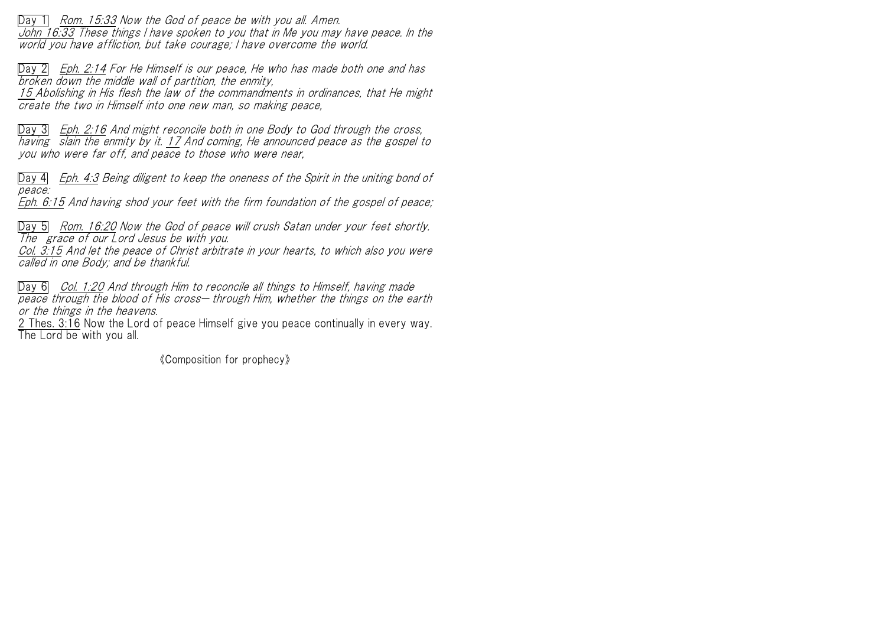Day 1 *Rom. 15:33 Now the God of peace be with you all. Amen.*
*John 16:33 These things I have spoken to you that in Me you may have peace. In the world you have affliction, but take courage; I have overcome the world.*

Day 2 *Eph. 2:14 For He Himself is our peace, He who has made both one and has broken down the middle wall of partition, the enmity,*
*15 Abolishing in His flesh the law of the commandments in ordinances, that He might create the two in Himself into one new man, so making peace,*

Day 3 *Eph. 2:16 And might reconcile both in one Body to God through the cross, having slain the enmity by it. 17 And coming, He announced peace as the gospel to you who were far off, and peace to those who were near,*

Day 4 *Eph. 4:3 Being diligent to keep the oneness of the Spirit in the uniting bond of peace:*
*Eph. 6:15 And having shod your feet with the firm foundation of the gospel of peace;*

Day 5 *Rom. 16:20 Now the God of peace will crush Satan under your feet shortly. The grace of our Lord Jesus be with you.*
*Col. 3:15 And let the peace of Christ arbitrate in your hearts, to which also you were called in one Body; and be thankful.*

Day 6 *Col. 1:20 And through Him to reconcile all things to Himself, having made peace through the blood of His cross— through Him, whether the things on the earth or the things in the heavens.*
2 Thes. 3:16 Now the Lord of peace Himself give you peace continually in every way. The Lord be with you all.

《Composition for prophecy》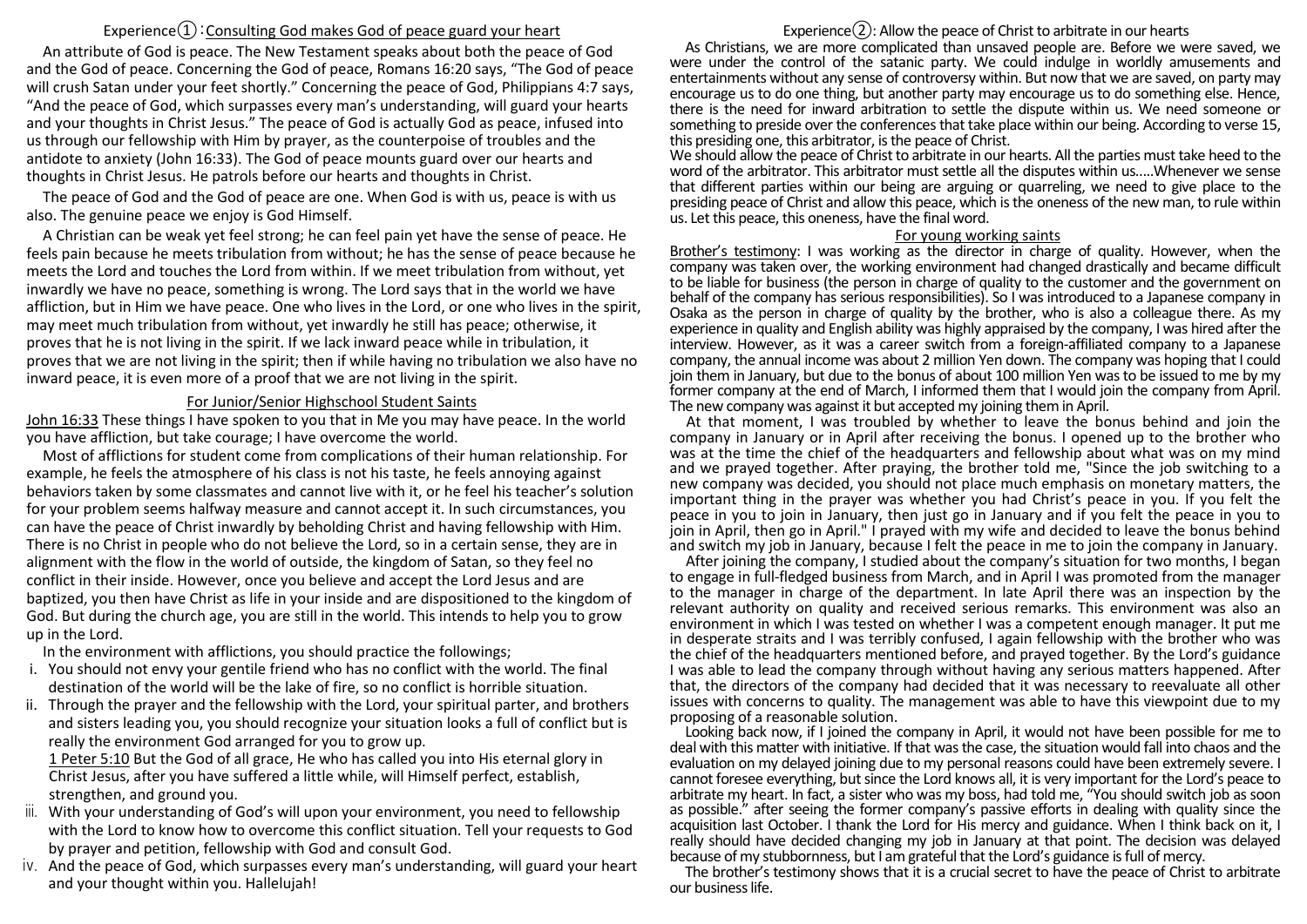## Experience①：Consulting God makes God of peace guard your heart

An attribute of God is peace. The New Testament speaks about both the peace of God and the God of peace. Concerning the God of peace, Romans 16:20 says, "The God of peace will crush Satan under your feet shortly." Concerning the peace of God, Philippians 4:7 says, "And the peace of God, which surpasses every man's understanding, will guard your hearts and your thoughts in Christ Jesus." The peace of God is actually God as peace, infused into us through our fellowship with Him by prayer, as the counterpoise of troubles and the antidote to anxiety (John 16:33). The God of peace mounts guard over our hearts and thoughts in Christ Jesus. He patrols before our hearts and thoughts in Christ.

The peace of God and the God of peace are one. When God is with us, peace is with us also. The genuine peace we enjoy is God Himself.

A Christian can be weak yet feel strong; he can feel pain yet have the sense of peace. He feels pain because he meets tribulation from without; he has the sense of peace because he meets the Lord and touches the Lord from within. If we meet tribulation from without, yet inwardly we have no peace, something is wrong. The Lord says that in the world we have affliction, but in Him we have peace. One who lives in the Lord, or one who lives in the spirit, may meet much tribulation from without, yet inwardly he still has peace; otherwise, it proves that he is not living in the spirit. If we lack inward peace while in tribulation, it proves that we are not living in the spirit; then if while having no tribulation we also have no inward peace, it is even more of a proof that we are not living in the spirit.

### For Junior/Senior Highschool Student Saints

John 16:33 These things I have spoken to you that in Me you may have peace. In the world you have affliction, but take courage; I have overcome the world.

Most of afflictions for student come from complications of their human relationship. For example, he feels the atmosphere of his class is not his taste, he feels annoying against behaviors taken by some classmates and cannot live with it, or he feel his teacher's solution for your problem seems halfway measure and cannot accept it. In such circumstances, you can have the peace of Christ inwardly by beholding Christ and having fellowship with Him. There is no Christ in people who do not believe the Lord, so in a certain sense, they are in alignment with the flow in the world of outside, the kingdom of Satan, so they feel no conflict in their inside. However, once you believe and accept the Lord Jesus and are baptized, you then have Christ as life in your inside and are dispositioned to the kingdom of God. But during the church age, you are still in the world. This intends to help you to grow up in the Lord.

In the environment with afflictions, you should practice the followings;

i. You should not envy your gentile friend who has no conflict with the world. The final destination of the world will be the lake of fire, so no conflict is horrible situation.
ii. Through the prayer and the fellowship with the Lord, your spiritual parter, and brothers and sisters leading you, you should recognize your situation looks a full of conflict but is really the environment God arranged for you to grow up.
   1 Peter 5:10 But the God of all grace, He who has called you into His eternal glory in Christ Jesus, after you have suffered a little while, will Himself perfect, establish, strengthen, and ground you.
iii. With your understanding of God's will upon your environment, you need to fellowship with the Lord to know how to overcome this conflict situation. Tell your requests to God by prayer and petition, fellowship with God and consult God.
iv. And the peace of God, which surpasses every man's understanding, will guard your heart and your thought within you. Hallelujah!

## Experience②: Allow the peace of Christ to arbitrate in our hearts

As Christians, we are more complicated than unsaved people are. Before we were saved, we were under the control of the satanic party. We could indulge in worldly amusements and entertainments without any sense of controversy within. But now that we are saved, on party may encourage us to do one thing, but another party may encourage us to do something else. Hence, there is the need for inward arbitration to settle the dispute within us. We need someone or something to preside over the conferences that take place within our being. According to verse 15, this presiding one, this arbitrator, is the peace of Christ.

We should allow the peace of Christ to arbitrate in our hearts. All the parties must take heed to the word of the arbitrator. This arbitrator must settle all the disputes within us.....Whenever we sense that different parties within our being are arguing or quarreling, we need to give place to the presiding peace of Christ and allow this peace, which is the oneness of the new man, to rule within us. Let this peace, this oneness, have the final word.

### For young working saints

Brother's testimony: I was working as the director in charge of quality. However, when the company was taken over, the working environment had changed drastically and became difficult to be liable for business (the person in charge of quality to the customer and the government on behalf of the company has serious responsibilities). So I was introduced to a Japanese company in Osaka as the person in charge of quality by the brother, who is also a colleague there. As my experience in quality and English ability was highly appraised by the company, I was hired after the interview. However, as it was a career switch from a foreign-affiliated company to a Japanese company, the annual income was about 2 million Yen down. The company was hoping that I could join them in January, but due to the bonus of about 100 million Yen was to be issued to me by my former company at the end of March, I informed them that I would join the company from April. The new company was against it but accepted my joining them in April.

At that moment, I was troubled by whether to leave the bonus behind and join the company in January or in April after receiving the bonus. I opened up to the brother who was at the time the chief of the headquarters and fellowship about what was on my mind and we prayed together. After praying, the brother told me, "Since the job switching to a new company was decided, you should not place much emphasis on monetary matters, the important thing in the prayer was whether you had Christ's peace in you. If you felt the peace in you to join in January, then just go in January and if you felt the peace in you to join in April, then go in April." I prayed with my wife and decided to leave the bonus behind and switch my job in January, because I felt the peace in me to join the company in January.

After joining the company, I studied about the company's situation for two months, I began to engage in full-fledged business from March, and in April I was promoted from the manager to the manager in charge of the department. In late April there was an inspection by the relevant authority on quality and received serious remarks. This environment was also an environment in which I was tested on whether I was a competent enough manager. It put me in desperate straits and I was terribly confused, I again fellowship with the brother who was the chief of the headquarters mentioned before, and prayed together. By the Lord's guidance I was able to lead the company through without having any serious matters happened. After that, the directors of the company had decided that it was necessary to reevaluate all other issues with concerns to quality. The management was able to have this viewpoint due to my proposing of a reasonable solution.

Looking back now, if I joined the company in April, it would not have been possible for me to deal with this matter with initiative. If that was the case, the situation would fall into chaos and the evaluation on my delayed joining due to my personal reasons could have been extremely severe. I cannot foresee everything, but since the Lord knows all, it is very important for the Lord's peace to arbitrate my heart. In fact, a sister who was my boss, had told me, "You should switch job as soon as possible." after seeing the former company's passive efforts in dealing with quality since the acquisition last October. I thank the Lord for His mercy and guidance. When I think back on it, I really should have decided changing my job in January at that point. The decision was delayed because of my stubbornness, but I am grateful that the Lord's guidance is full of mercy.

The brother's testimony shows that it is a crucial secret to have the peace of Christ to arbitrate our business life.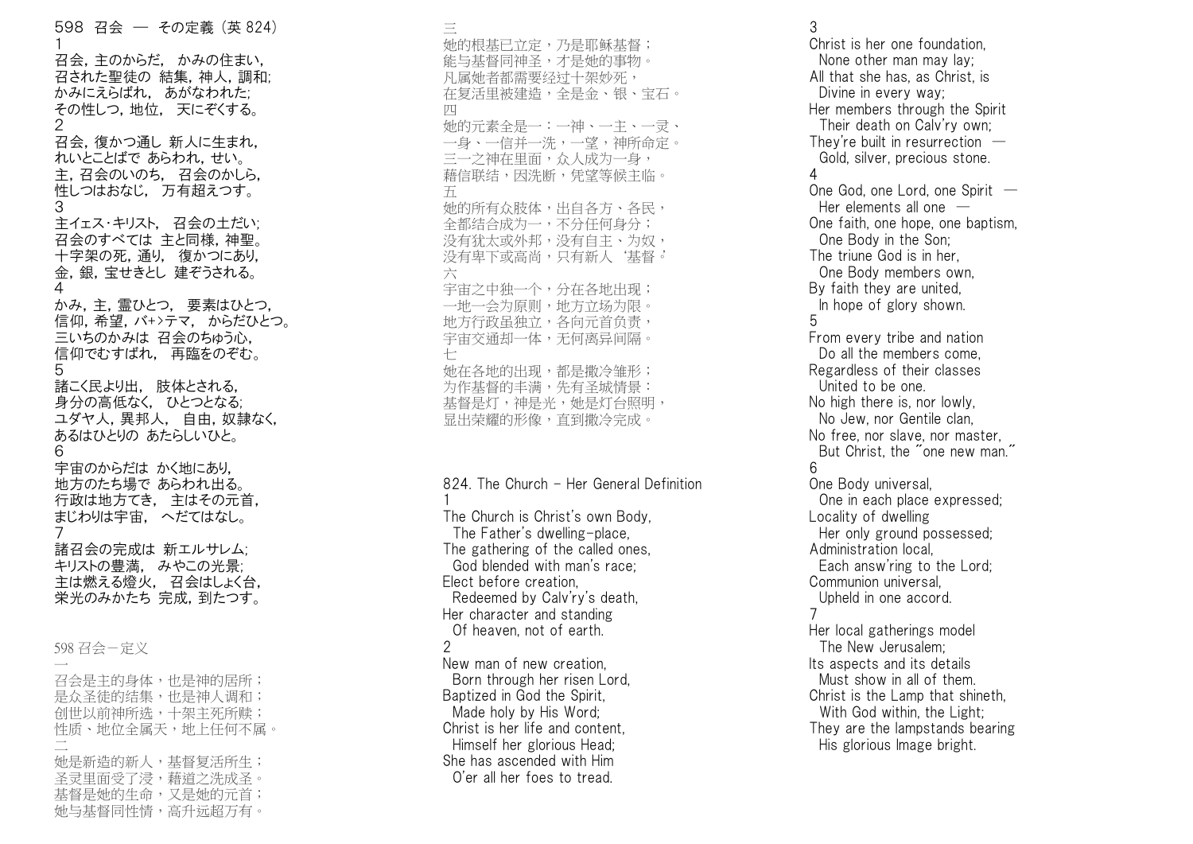598　召会 ― その定義（英 824）

1

召会，主のからだ，　かみの住まい，
召された聖徒の　結集，神人，調和；
かみにえらばれ，　あがなわれた；
その性しつ，地位，　天にぞくする。

2

召会，復かつ通し　新人に生まれ，
れいとことばで　あらわれ，せい。
主，召会のいのち，　召会のかしら，
性しつはおなじ，　万有超えつす。

3

主イェス･キリスト，　召会の土だい；
召会のすべては　主と同様，神聖。
十字架の死，通り，　復かつにあり，
金，銀，宝せきとし　建ぞうされる。

4

かみ，主，霊ひとつ，　要素はひとつ，
信仰，希望，バ+>テマ，　からだひとつ。
三いちのかみは　召会のちゅう心，
信仰でむすばれ，　再臨をのぞむ。

5

諸こく民より出，　肢体とされる，
身分の高低なく，　ひとつとなる；
ユダヤ人，異邦人，　自由，奴隷なく，
あるはひとりの　あたらしいひと。

6

宇宙のからだは　かく地にあり，
地方のたち場で　あらわれ出る。
行政は地方てき，　主はその元首，
まじわりは宇宙，　へだてはなし。

7

諸召会の完成は　新エルサレム；
キリストの豊満，　みやこの光景；
主は燃える燈火，　召会はしょく台，
栄光のみかたち　完成，到たつす。

598 召会－定义

一

召会是主的身体，也是神的居所；
是众圣徒的结集，也是神人调和；
创世以前神所选，十架主死所赎；
性质、地位全属天，地上任何不属。

二

她是新造的新人，基督复活所生；
圣灵里面受了浸，藉道之洗成圣。
基督是她的生命，又是她的元首；
她与基督同性情，高升远超万有。

三

她的根基已立定，乃是耶稣基督；
能与基督同神圣，才是她的事物。
凡属她者都需要经过十架妙死，
在复活里被建造，全是金、银、宝石。

四

她的元素全是一：一神、一主、一灵、
一身、一信并一洗，一望，神所命定。
三一之神在里面，众人成为一身，
藉信联结，因洗断，凭望等候主临。

五

她的所有众肢体，出自各方、各民，
全都结合成为一，不分任何身分；
没有犹太或外邦，没有自主、为奴，
没有卑下或高尚，只有新人'基督'。

六

宇宙之中独一个，分在各地出现；
一地一会为原则，地方立场为限。
地方行政虽独立，各向元首负责，
宇宙交通却一体，无何离异间隔。

七

她在各地的出现，都是撒冷雏形；
为作基督的丰满，先有圣城情景：
基督是灯，神是光，她是灯台照明，
显出荣耀的形像，直到撒冷完成。

824. The Church - Her General Definition

1

The Church is Christ's own Body,
  The Father's dwelling-place,
The gathering of the called ones,
  God blended with man's race;
Elect before creation,
  Redeemed by Calv'ry's death,
Her character and standing
  Of heaven, not of earth.

2

New man of new creation,
  Born through her risen Lord,
Baptized in God the Spirit,
  Made holy by His Word;
Christ is her life and content,
  Himself her glorious Head;
She has ascended with Him
  O'er all her foes to tread.

3

Christ is her one foundation,
  None other man may lay;
All that she has, as Christ, is
  Divine in every way;
Her members through the Spirit
  Their death on Calv'ry own;
They're built in resurrection —
  Gold, silver, precious stone.

4

One God, one Lord, one Spirit —
  Her elements all one —
One faith, one hope, one baptism,
  One Body in the Son;
The triune God is in her,
  One Body members own,
By faith they are united,
  In hope of glory shown.

5

From every tribe and nation
  Do all the members come,
Regardless of their classes
  United to be one.
No high there is, nor lowly,
  No Jew, nor Gentile clan,
No free, nor slave, nor master,
  But Christ, the "one new man."

6

One Body universal,
  One in each place expressed;
Locality of dwelling
  Her only ground possessed;
Administration local,
  Each answ'ring to the Lord;
Communion universal,
  Upheld in one accord.

7

Her local gatherings model
  The New Jerusalem;
Its aspects and its details
  Must show in all of them.
Christ is the Lamp that shineth,
  With God within, the Light;
They are the lampstands bearing
  His glorious Image bright.